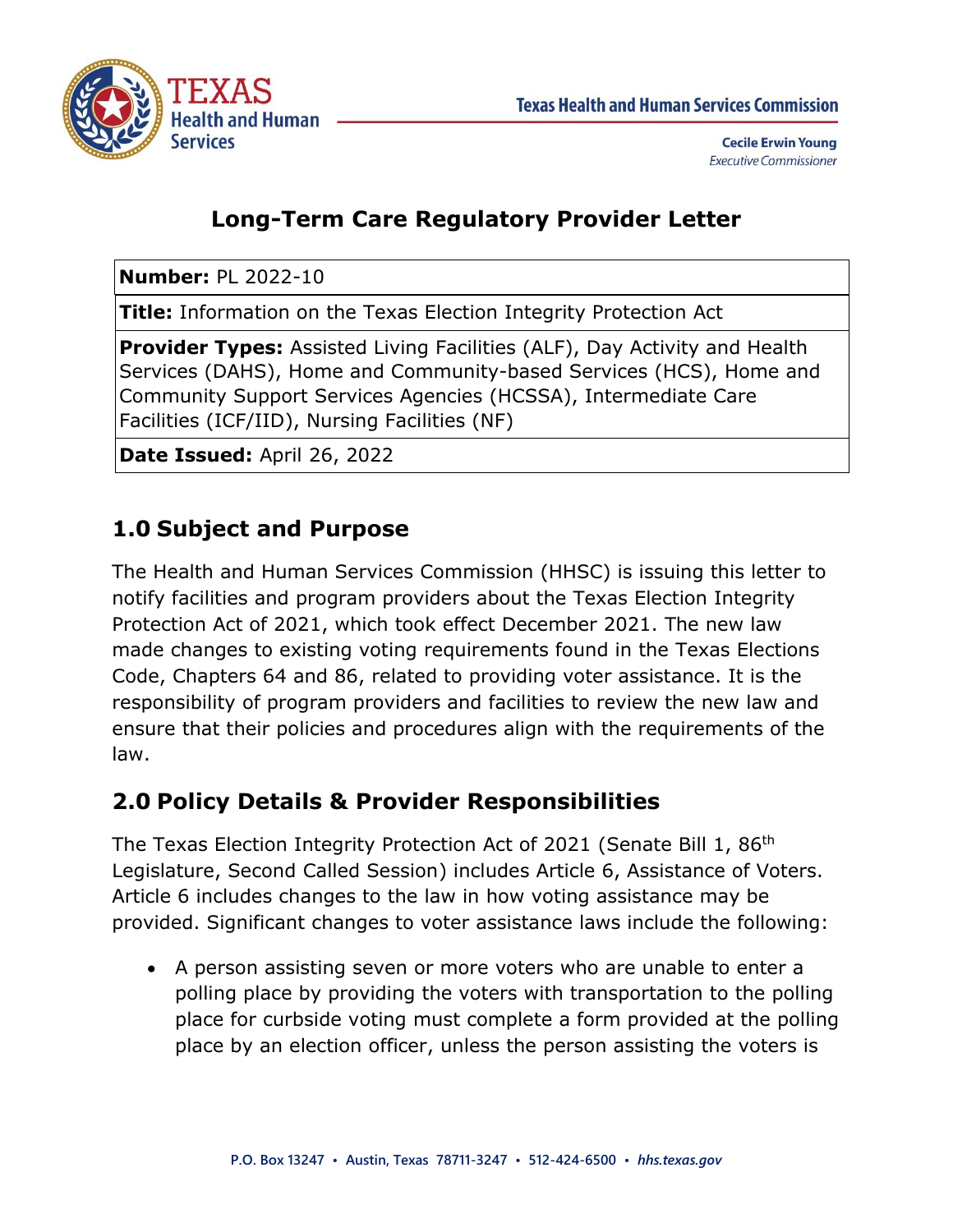# Long-Term Care Regulatory Provider Letter

| | |
|---|---|
| **Number:** PL 2022-10 | |
| **Title:** Information on the Texas Election Integrity Protection Act | |
| **Provider Types:** Assisted Living Facilities (ALF), Day Activity and Health Services (DAHS), Home and Community-based Services (HCS), Home and Community Support Services Agencies (HCSSA), Intermediate Care Facilities (ICF/IID), Nursing Facilities (NF) | |
| **Date Issued:** April 26, 2022 | |

## 1.0 Subject and Purpose

The Health and Human Services Commission (HHSC) is issuing this letter to notify facilities and program providers about the Texas Election Integrity Protection Act of 2021, which took effect December 2021. The new law made changes to existing voting requirements found in the Texas Elections Code, Chapters 64 and 86, related to providing voter assistance. It is the responsibility of program providers and facilities to review the new law and ensure that their policies and procedures align with the requirements of the law.

## 2.0 Policy Details & Provider Responsibilities

The Texas Election Integrity Protection Act of 2021 (Senate Bill 1, 86th Legislature, Second Called Session) includes Article 6, Assistance of Voters. Article 6 includes changes to the law in how voting assistance may be provided. Significant changes to voter assistance laws include the following:

- A person assisting seven or more voters who are unable to enter a polling place by providing the voters with transportation to the polling place for curbside voting must complete a form provided at the polling place by an election officer, unless the person assisting the voters is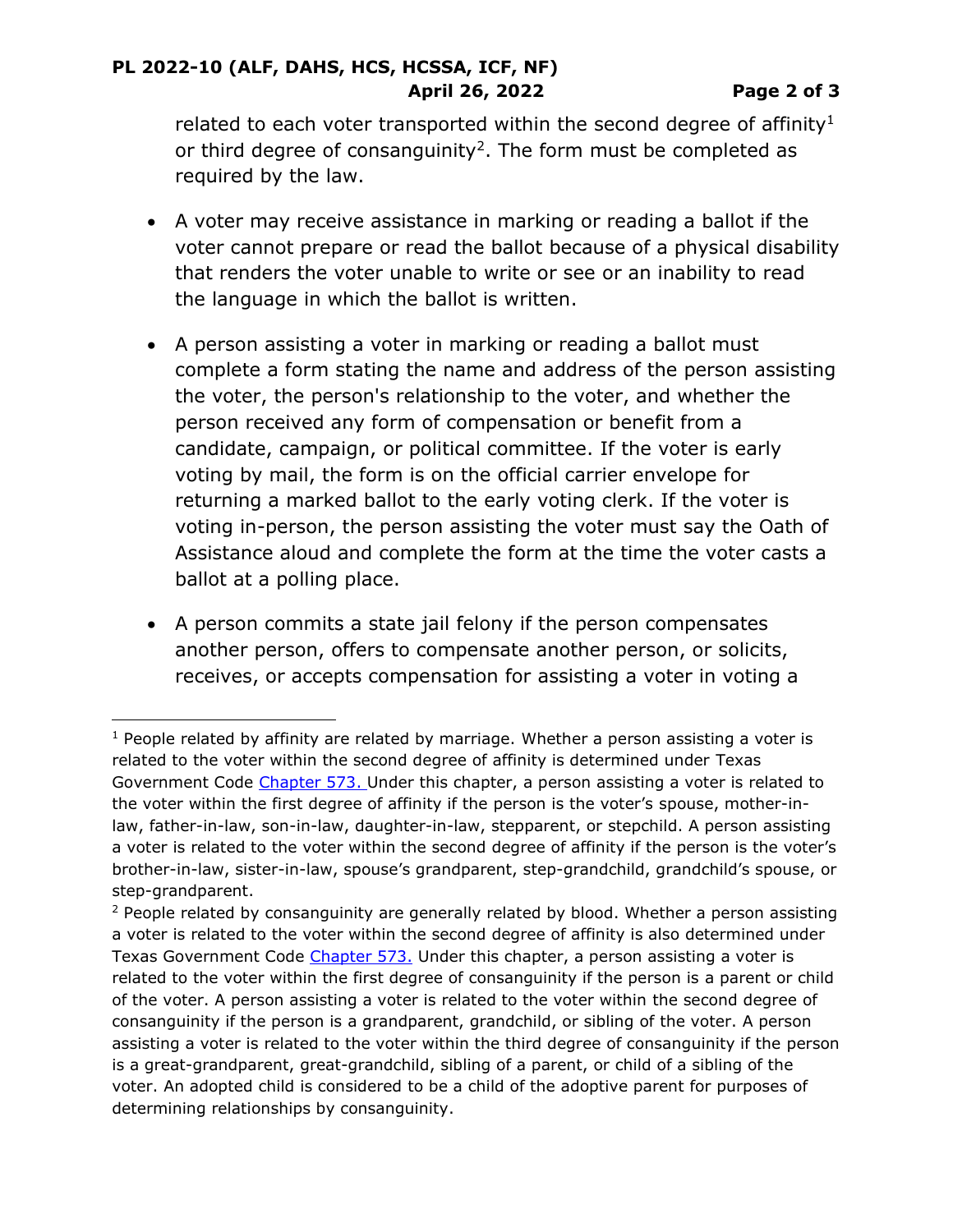related to each voter transported within the second degree of affinity[1] or third degree of consanguinity[2]. The form must be completed as required by the law.

- A voter may receive assistance in marking or reading a ballot if the voter cannot prepare or read the ballot because of a physical disability that renders the voter unable to write or see or an inability to read the language in which the ballot is written.
- A person assisting a voter in marking or reading a ballot must complete a form stating the name and address of the person assisting the voter, the person's relationship to the voter, and whether the person received any form of compensation or benefit from a candidate, campaign, or political committee. If the voter is early voting by mail, the form is on the official carrier envelope for returning a marked ballot to the early voting clerk. If the voter is voting in-person, the person assisting the voter must say the Oath of Assistance aloud and complete the form at the time the voter casts a ballot at a polling place.
- A person commits a state jail felony if the person compensates another person, offers to compensate another person, or solicits, receives, or accepts compensation for assisting a voter in voting a

---

[1] People related by affinity are related by marriage. Whether a person assisting a voter is related to the voter within the second degree of affinity is determined under Texas Government Code Chapter 573. Under this chapter, a person assisting a voter is related to the voter within the first degree of affinity if the person is the voter's spouse, mother-in-law, father-in-law, son-in-law, daughter-in-law, stepparent, or stepchild. A person assisting a voter is related to the voter within the second degree of affinity if the person is the voter's brother-in-law, sister-in-law, spouse's grandparent, step-grandchild, grandchild's spouse, or step-grandparent.

[2] People related by consanguinity are generally related by blood. Whether a person assisting a voter is related to the voter within the second degree of affinity is also determined under Texas Government Code Chapter 573. Under this chapter, a person assisting a voter is related to the voter within the first degree of consanguinity if the person is a parent or child of the voter. A person assisting a voter is related to the voter within the second degree of consanguinity if the person is a grandparent, grandchild, or sibling of the voter. A person assisting a voter is related to the voter within the third degree of consanguinity if the person is a great-grandparent, great-grandchild, sibling of a parent, or child of a sibling of the voter. An adopted child is considered to be a child of the adoptive parent for purposes of determining relationships by consanguinity.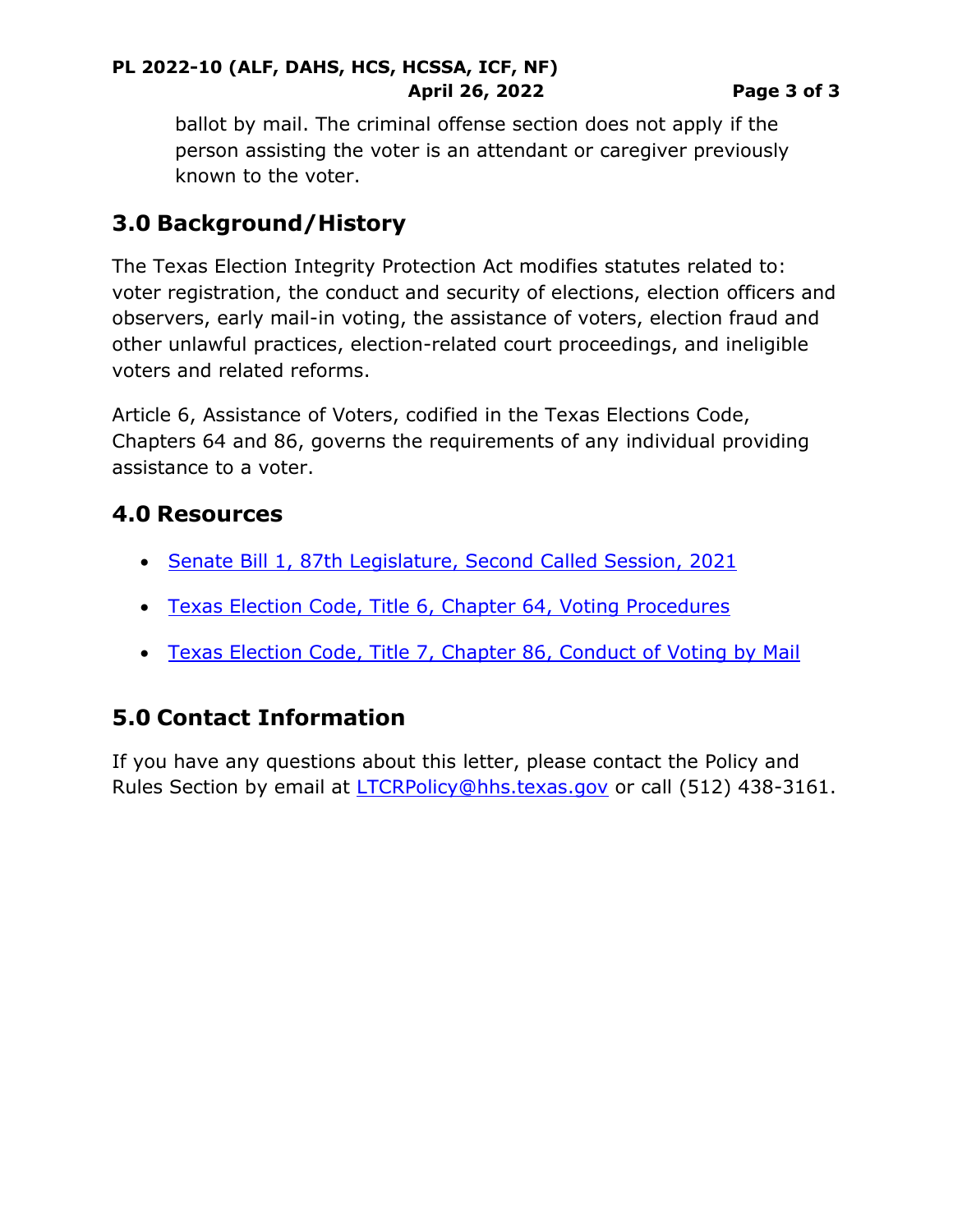ballot by mail. The criminal offense section does not apply if the person assisting the voter is an attendant or caregiver previously known to the voter.

## 3.0 Background/History

The Texas Election Integrity Protection Act modifies statutes related to: voter registration, the conduct and security of elections, election officers and observers, early mail-in voting, the assistance of voters, election fraud and other unlawful practices, election-related court proceedings, and ineligible voters and related reforms.

Article 6, Assistance of Voters, codified in the Texas Elections Code, Chapters 64 and 86, governs the requirements of any individual providing assistance to a voter.

## 4.0 Resources

- Senate Bill 1, 87th Legislature, Second Called Session, 2021
- Texas Election Code, Title 6, Chapter 64, Voting Procedures
- Texas Election Code, Title 7, Chapter 86, Conduct of Voting by Mail

## 5.0 Contact Information

If you have any questions about this letter, please contact the Policy and Rules Section by email at LTCRPolicy@hhs.texas.gov or call (512) 438-3161.